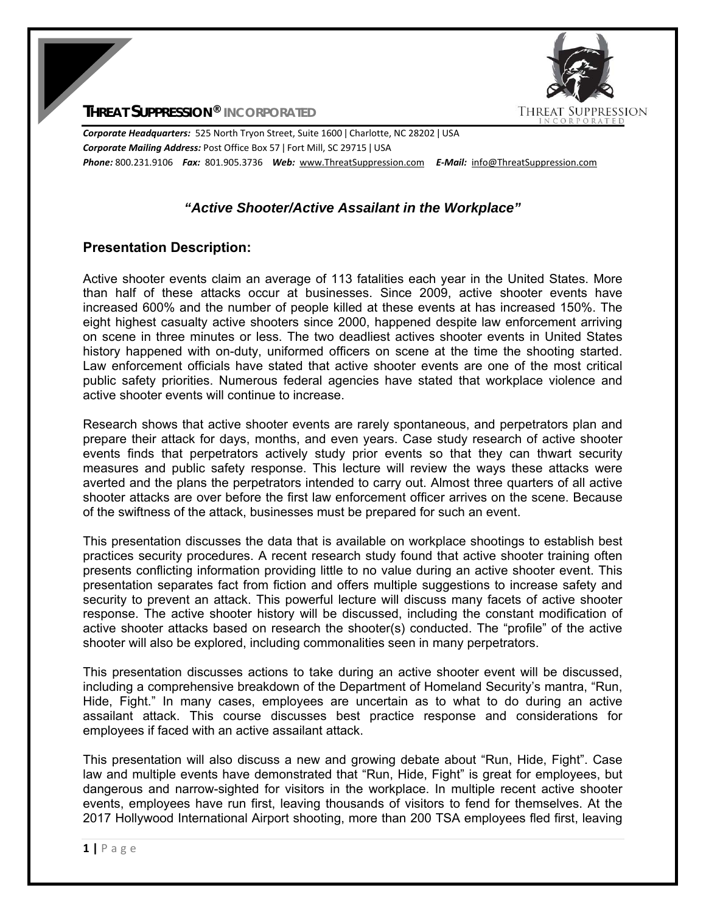**THREAT SUPPRESSION® INCORPORATED**

***Corporate Headquarters:*** 525 North Tryon Street, Suite 1600 | Charlotte, NC 28202 | USA
***Corporate Mailing Address:*** Post Office Box 57 | Fort Mill, SC 29715 | USA
***Phone:*** 800.231.9106 ***Fax:*** 801.905.3736 ***Web:*** www.ThreatSuppression.com ***E-Mail:*** info@ThreatSuppression.com

## *"Active Shooter/Active Assailant in the Workplace"*

### Presentation Description:

Active shooter events claim an average of 113 fatalities each year in the United States. More than half of these attacks occur at businesses. Since 2009, active shooter events have increased 600% and the number of people killed at these events at has increased 150%. The eight highest casualty active shooters since 2000, happened despite law enforcement arriving on scene in three minutes or less. The two deadliest actives shooter events in United States history happened with on-duty, uniformed officers on scene at the time the shooting started. Law enforcement officials have stated that active shooter events are one of the most critical public safety priorities. Numerous federal agencies have stated that workplace violence and active shooter events will continue to increase.

Research shows that active shooter events are rarely spontaneous, and perpetrators plan and prepare their attack for days, months, and even years. Case study research of active shooter events finds that perpetrators actively study prior events so that they can thwart security measures and public safety response. This lecture will review the ways these attacks were averted and the plans the perpetrators intended to carry out. Almost three quarters of all active shooter attacks are over before the first law enforcement officer arrives on the scene. Because of the swiftness of the attack, businesses must be prepared for such an event.

This presentation discusses the data that is available on workplace shootings to establish best practices security procedures. A recent research study found that active shooter training often presents conflicting information providing little to no value during an active shooter event. This presentation separates fact from fiction and offers multiple suggestions to increase safety and security to prevent an attack. This powerful lecture will discuss many facets of active shooter response. The active shooter history will be discussed, including the constant modification of active shooter attacks based on research the shooter(s) conducted. The "profile" of the active shooter will also be explored, including commonalities seen in many perpetrators.

This presentation discusses actions to take during an active shooter event will be discussed, including a comprehensive breakdown of the Department of Homeland Security's mantra, "Run, Hide, Fight." In many cases, employees are uncertain as to what to do during an active assailant attack. This course discusses best practice response and considerations for employees if faced with an active assailant attack.

This presentation will also discuss a new and growing debate about "Run, Hide, Fight". Case law and multiple events have demonstrated that "Run, Hide, Fight" is great for employees, but dangerous and narrow-sighted for visitors in the workplace. In multiple recent active shooter events, employees have run first, leaving thousands of visitors to fend for themselves. At the 2017 Hollywood International Airport shooting, more than 200 TSA employees fled first, leaving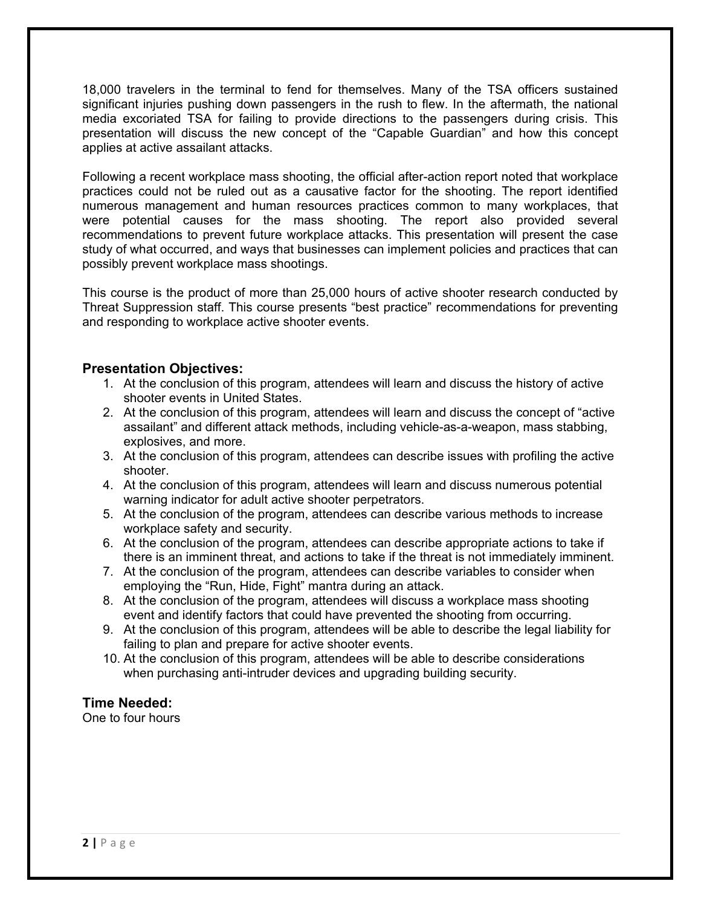18,000 travelers in the terminal to fend for themselves. Many of the TSA officers sustained significant injuries pushing down passengers in the rush to flew. In the aftermath, the national media excoriated TSA for failing to provide directions to the passengers during crisis. This presentation will discuss the new concept of the "Capable Guardian" and how this concept applies at active assailant attacks.

Following a recent workplace mass shooting, the official after-action report noted that workplace practices could not be ruled out as a causative factor for the shooting. The report identified numerous management and human resources practices common to many workplaces, that were potential causes for the mass shooting. The report also provided several recommendations to prevent future workplace attacks. This presentation will present the case study of what occurred, and ways that businesses can implement policies and practices that can possibly prevent workplace mass shootings.

This course is the product of more than 25,000 hours of active shooter research conducted by Threat Suppression staff. This course presents "best practice" recommendations for preventing and responding to workplace active shooter events.

### Presentation Objectives:

1. At the conclusion of this program, attendees will learn and discuss the history of active shooter events in United States.
2. At the conclusion of this program, attendees will learn and discuss the concept of "active assailant" and different attack methods, including vehicle-as-a-weapon, mass stabbing, explosives, and more.
3. At the conclusion of this program, attendees can describe issues with profiling the active shooter.
4. At the conclusion of this program, attendees will learn and discuss numerous potential warning indicator for adult active shooter perpetrators.
5. At the conclusion of the program, attendees can describe various methods to increase workplace safety and security.
6. At the conclusion of the program, attendees can describe appropriate actions to take if there is an imminent threat, and actions to take if the threat is not immediately imminent.
7. At the conclusion of the program, attendees can describe variables to consider when employing the "Run, Hide, Fight" mantra during an attack.
8. At the conclusion of the program, attendees will discuss a workplace mass shooting event and identify factors that could have prevented the shooting from occurring.
9. At the conclusion of this program, attendees will be able to describe the legal liability for failing to plan and prepare for active shooter events.
10. At the conclusion of this program, attendees will be able to describe considerations when purchasing anti-intruder devices and upgrading building security.

### Time Needed:

One to four hours